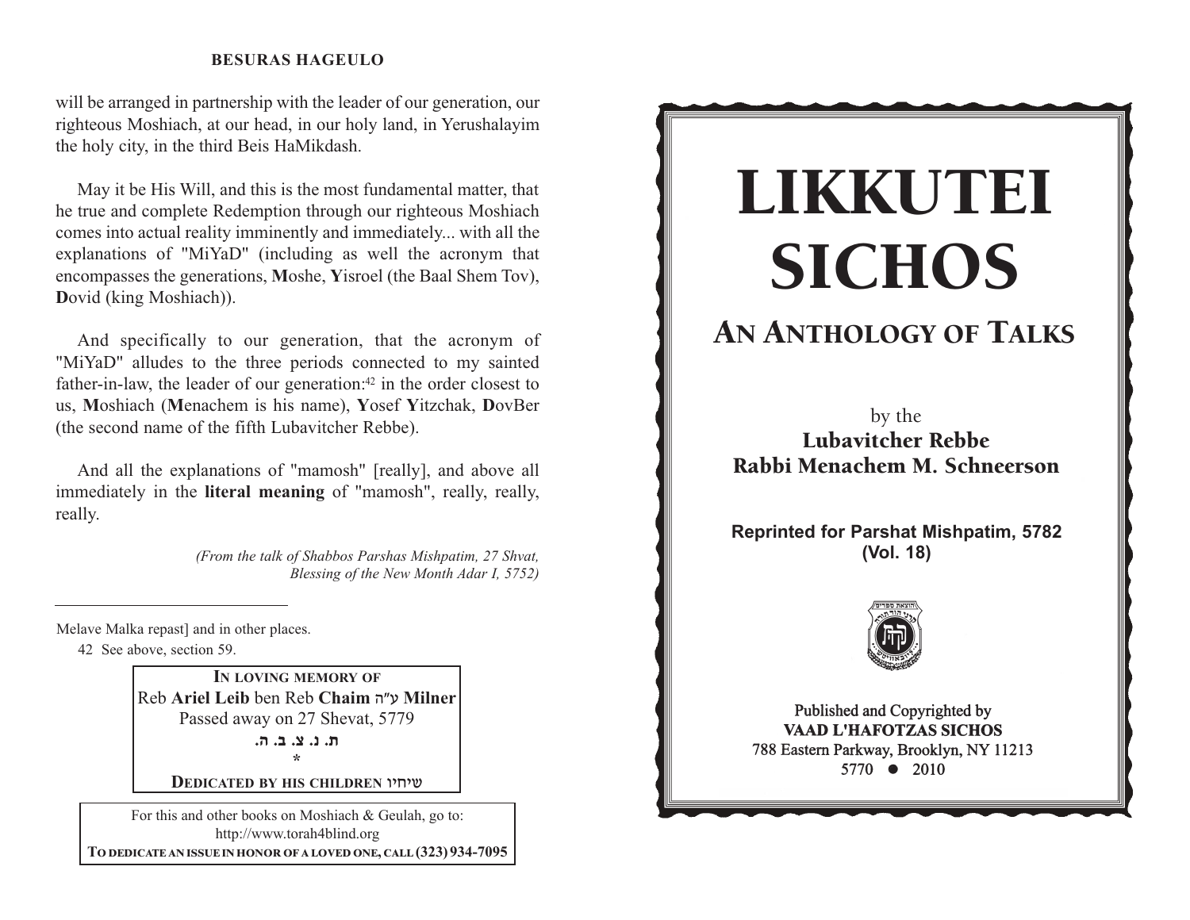will be arranged in partnership with the leader of our generation, our righteous Moshiach, at our head, in our holy land, in Yerushalayim the holy city, in the third Beis HaMikdash.

May it be His Will, and this is the most fundamental matter, that he true and complete Redemption through our righteous Moshiach comes into actual reality imminently and immediately... with all the explanations of "MiYaD" (including as well the acronym that encompasses the generations, **M**oshe, **Y**isroel (the Baal Shem Tov), **D**ovid (king Moshiach)).

And specifically to our generation, that the acronym of "MiYaD" alludes to the three periods connected to my sainted father-in-law, the leader of our generation:[42] in the order closest to us, **M**oshiach (**M**enachem is his name), **Y**osef **Y**itzchak, **D**ovBer (the second name of the fifth Lubavitcher Rebbe).

And all the explanations of "mamosh" [really], and above all immediately in the **literal meaning** of "mamosh", really, really, really.

*(From the talk of Shabbos Parshas Mishpatim, 27 Shvat, Blessing of the New Month Adar I, 5752)*

---

Melave Malka repast] and in other places.

42 See above, section 59.

**In loving memory of**
Reb **Ariel Leib** ben Reb **Chaim** ע"ה **Milner**
Passed away on 27 Shevat, 5779
**ת. נ. צ. ב. ה.**
\*
**Dedicated by his children** שיחיו

For this and other books on Moshiach & Geulah, go to: http://www.torah4blind.org
**To dedicate an issue in honor of a loved one, call (323) 934-7095**

# LIKKUTEI SICHOS

## An Anthology of Talks

by the
**Lubavitcher Rebbe**
**Rabbi Menachem M. Schneerson**

**Reprinted for Parshat Mishpatim, 5782**
**(Vol. 18)**

Published and Copyrighted by
**VAAD L'HAFOTZAS SICHOS**
788 Eastern Parkway, Brooklyn, NY 11213
5770 • 2010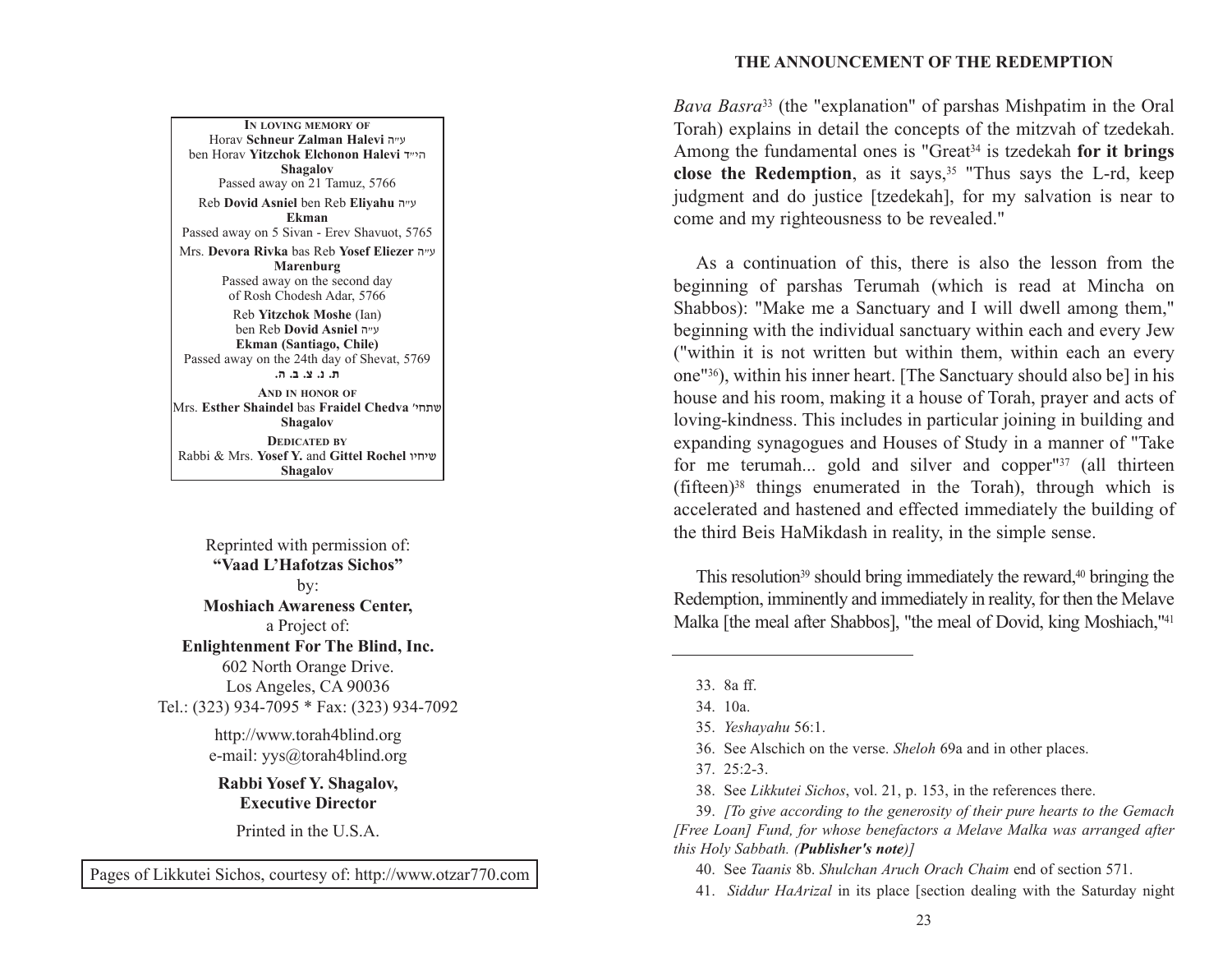**In loving memory of**
Horav **Schneur Zalman Halevi** ע"ה
ben Horav **Yitzchok Elchonon Halevi** הי"ד
**Shagalov**
Passed away on 21 Tamuz, 5766

Reb **Dovid Asniel** ben Reb **Eliyahu** ע"ה
**Ekman**
Passed away on 5 Sivan - Erev Shavuot, 5765

Mrs. **Devora Rivka** bas Reb **Yosef Eliezer** ע"ה
**Marenburg**
Passed away on the second day
of Rosh Chodesh Adar, 5766

Reb **Yitzchok Moshe** (Ian)
ben Reb **Dovid Asniel** ע"ה
**Ekman (Santiago, Chile)**
Passed away on the 24th day of Shevat, 5769
**ת. נ. צ. ב. ה.**

**And in honor of**
Mrs. **Esther Shaindel** bas **Fraidel Chedva** שתחי'
**Shagalov**

**Dedicated by**
Rabbi & Mrs. **Yosef Y.** and **Gittel Rochel** שיחיו
**Shagalov**

Reprinted with permission of:
**"Vaad L'Hafotzas Sichos"**
by:
**Moshiach Awareness Center,**
a Project of:
**Enlightenment For The Blind, Inc.**
602 North Orange Drive.
Los Angeles, CA 90036
Tel.: (323) 934-7095 * Fax: (323) 934-7092

http://www.torah4blind.org
e-mail: yys@torah4blind.org

**Rabbi Yosef Y. Shagalov,**
**Executive Director**

Printed in the U.S.A.

Pages of Likkutei Sichos, courtesy of: http://www.otzar770.com

*Bava Basra*[33] (the "explanation" of parshas Mishpatim in the Oral Torah) explains in detail the concepts of the mitzvah of tzedekah. Among the fundamental ones is "Great[34] is tzedekah **for it brings close the Redemption**, as it says,[35] "Thus says the L-rd, keep judgment and do justice [tzedekah], for my salvation is near to come and my righteousness to be revealed."

As a continuation of this, there is also the lesson from the beginning of parshas Terumah (which is read at Mincha on Shabbos): "Make me a Sanctuary and I will dwell among them," beginning with the individual sanctuary within each and every Jew ("within it is not written but within them, within each an every one"[36]), within his inner heart. [The Sanctuary should also be] in his house and his room, making it a house of Torah, prayer and acts of loving-kindness. This includes in particular joining in building and expanding synagogues and Houses of Study in a manner of "Take for me terumah... gold and silver and copper"[37] (all thirteen (fifteen)[38] things enumerated in the Torah), through which is accelerated and hastened and effected immediately the building of the third Beis HaMikdash in reality, in the simple sense.

This resolution[39] should bring immediately the reward,[40] bringing the Redemption, imminently and immediately in reality, for then the Melave Malka [the meal after Shabbos], "the meal of Dovid, king Moshiach,"[41]

---

33. 8a ff.

34. 10a.

35. *Yeshayahu* 56:1.

36. See Alschich on the verse. *Sheloh* 69a and in other places.

37. 25:2-3.

38. See *Likkutei Sichos*, vol. 21, p. 153, in the references there.

39. *[To give according to the generosity of their pure hearts to the Gemach [Free Loan] Fund, for whose benefactors a Melave Malka was arranged after this Holy Sabbath. (**Publisher's note**)]*

40. See *Taanis* 8b. *Shulchan Aruch Orach Chaim* end of section 571.

41. *Siddur HaArizal* in its place [section dealing with the Saturday night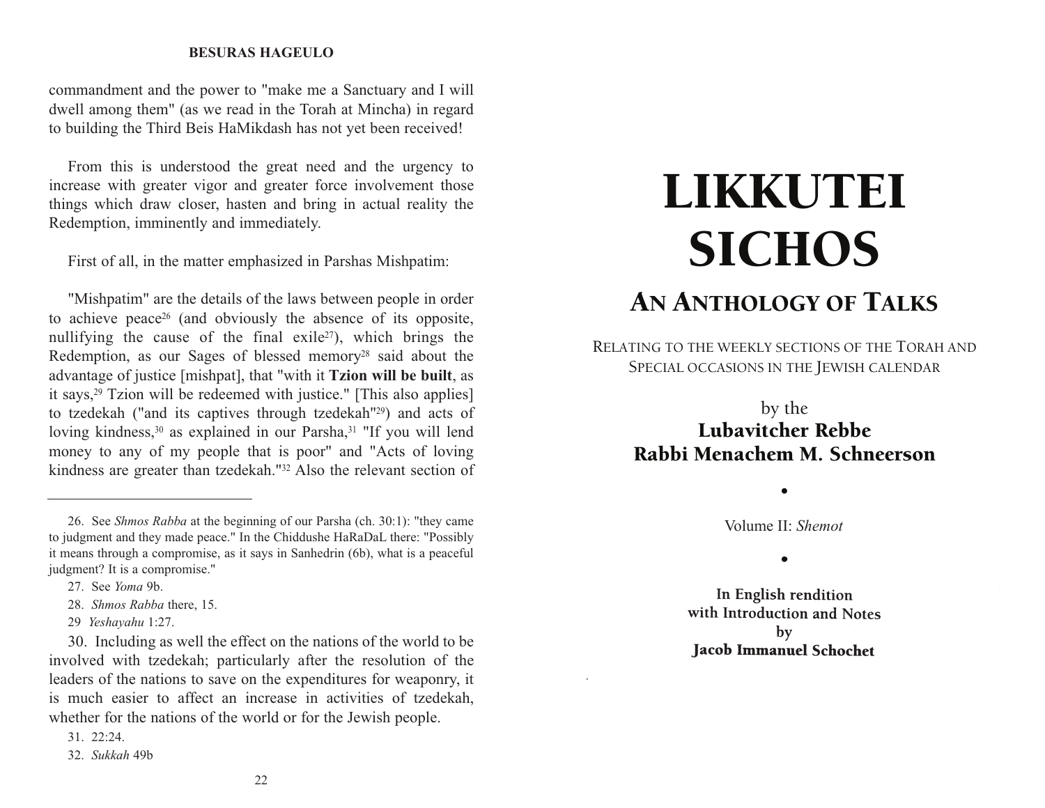commandment and the power to "make me a Sanctuary and I will dwell among them" (as we read in the Torah at Mincha) in regard to building the Third Beis HaMikdash has not yet been received!

From this is understood the great need and the urgency to increase with greater vigor and greater force involvement those things which draw closer, hasten and bring in actual reality the Redemption, imminently and immediately.

First of all, in the matter emphasized in Parshas Mishpatim:

"Mishpatim" are the details of the laws between people in order to achieve peace[26] (and obviously the absence of its opposite, nullifying the cause of the final exile[27]), which brings the Redemption, as our Sages of blessed memory[28] said about the advantage of justice [mishpat], that "with it **Tzion will be built**, as it says,[29] Tzion will be redeemed with justice." [This also applies] to tzedekah ("and its captives through tzedekah"[29]) and acts of loving kindness,[30] as explained in our Parsha,[31] "If you will lend money to any of my people that is poor" and "Acts of loving kindness are greater than tzedekah."[32] Also the relevant section of

26. See *Shmos Rabba* at the beginning of our Parsha (ch. 30:1): "they came to judgment and they made peace." In the Chiddushe HaRaDaL there: "Possibly it means through a compromise, as it says in Sanhedrin (6b), what is a peaceful judgment? It is a compromise."

27. See *Yoma* 9b.

28. *Shmos Rabba* there, 15.

29 *Yeshayahu* 1:27.

30. Including as well the effect on the nations of the world to be involved with tzedekah; particularly after the resolution of the leaders of the nations to save on the expenditures for weaponry, it is much easier to affect an increase in activities of tzedekah, whether for the nations of the world or for the Jewish people.

31. 22:24.

32. *Sukkah* 49b

# LIKKUTEI SICHOS

## An Anthology of Talks

Relating to the weekly sections of the Torah and Special occasions in the Jewish calendar

by the

**Lubavitcher Rebbe**
**Rabbi Menachem M. Schneerson**

•

Volume II: *Shemot*

•

**In English rendition**
**with Introduction and Notes**
**by**
**Jacob Immanuel Schochet**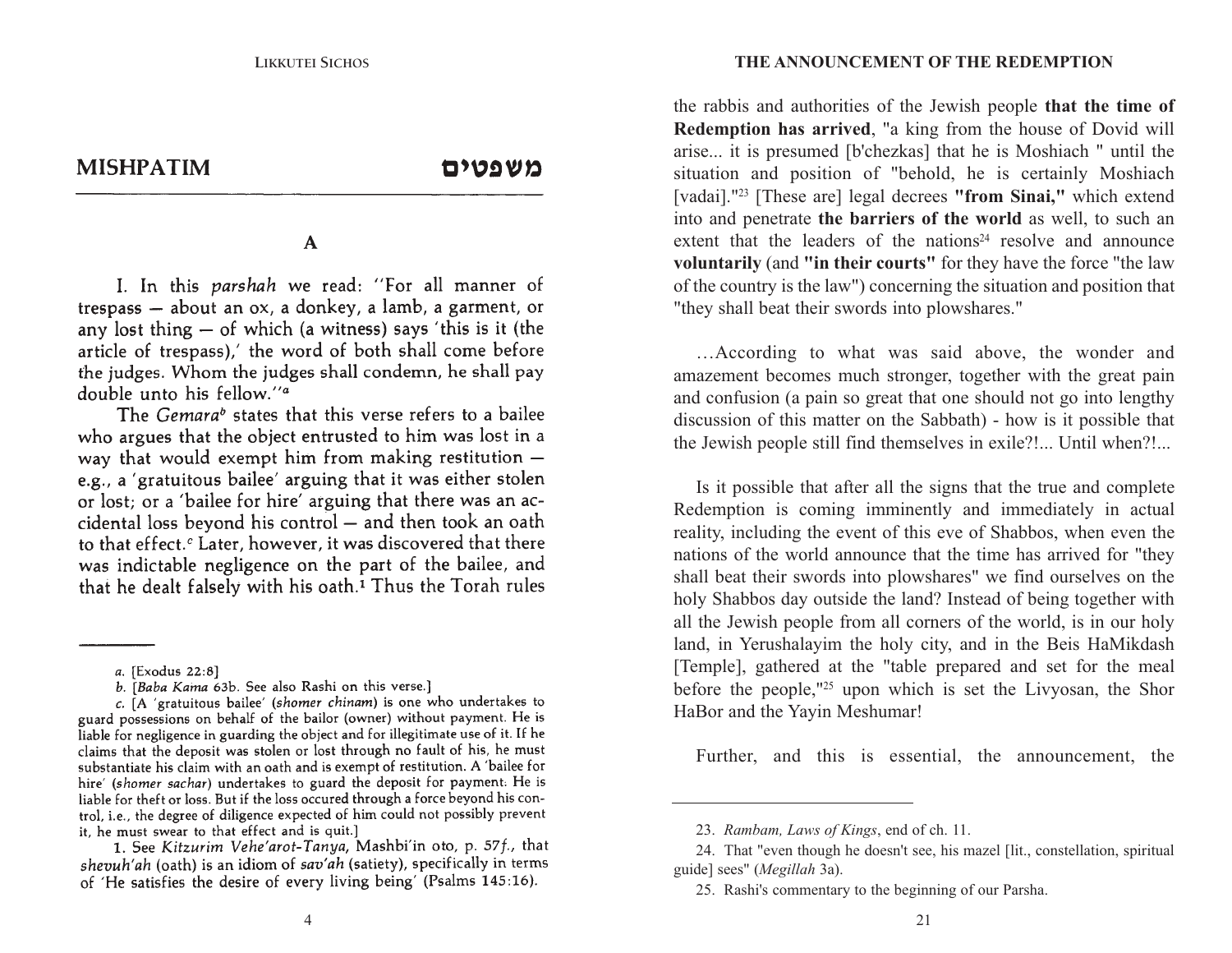## MISHPATIM משפטים

### A

I. In this *parshah* we read: "For all manner of trespass — about an ox, a donkey, a lamb, a garment, or any lost thing — of which (a witness) says 'this is it (the article of trespass),' the word of both shall come before the judges. Whom the judges shall condemn, he shall pay double unto his fellow."[a]

The *Gemara*[b] states that this verse refers to a bailee who argues that the object entrusted to him was lost in a way that would exempt him from making restitution — e.g., a 'gratuitous bailee' arguing that it was either stolen or lost; or a 'bailee for hire' arguing that there was an accidental loss beyond his control — and then took an oath to that effect.[c] Later, however, it was discovered that there was indictable negligence on the part of the bailee, and that he dealt falsely with his oath.[1] Thus the Torah rules

---

*a.* [Exodus 22:8]

*b.* [*Baba Kama* 63b. See also Rashi on this verse.]

*c.* [A 'gratuitous bailee' (*shomer chinam*) is one who undertakes to guard possessions on behalf of the bailor (owner) without payment. He is liable for negligence in guarding the object and for illegitimate use of it. If he claims that the deposit was stolen or lost through no fault of his, he must substantiate his claim with an oath and is exempt of restitution. A 'bailee for hire' (*shomer sachar*) undertakes to guard the deposit for payment. He is liable for theft or loss. But if the loss occured through a force beyond his control, i.e., the degree of diligence expected of him could not possibly prevent it, he must swear to that effect and is quit.]

1. See *Kitzurim Vehe'arot-Tanya*, Mashbi'in oto, p. 57*f.*, that *shevuh'ah* (oath) is an idiom of *sav'ah* (satiety), specifically in terms of 'He satisfies the desire of every living being' (Psalms 145:16).

---

the rabbis and authorities of the Jewish people **that the time of Redemption has arrived**, "a king from the house of Dovid will arise... it is presumed [b'chezkas] that he is Moshiach " until the situation and position of "behold, he is certainly Moshiach [vadai]."[23] [These are] legal decrees **"from Sinai,"** which extend into and penetrate **the barriers of the world** as well, to such an extent that the leaders of the nations[24] resolve and announce **voluntarily** (and **"in their courts"** for they have the force "the law of the country is the law") concerning the situation and position that "they shall beat their swords into plowshares."

…According to what was said above, the wonder and amazement becomes much stronger, together with the great pain and confusion (a pain so great that one should not go into lengthy discussion of this matter on the Sabbath) - how is it possible that the Jewish people still find themselves in exile?!... Until when?!...

Is it possible that after all the signs that the true and complete Redemption is coming imminently and immediately in actual reality, including the event of this eve of Shabbos, when even the nations of the world announce that the time has arrived for "they shall beat their swords into plowshares" we find ourselves on the holy Shabbos day outside the land? Instead of being together with all the Jewish people from all corners of the world, is in our holy land, in Yerushalayim the holy city, and in the Beis HaMikdash [Temple], gathered at the "table prepared and set for the meal before the people,"[25] upon which is set the Livyosan, the Shor HaBor and the Yayin Meshumar!

Further, and this is essential, the announcement, the

---

23. *Rambam, Laws of Kings*, end of ch. 11.

24. That "even though he doesn't see, his mazel [lit., constellation, spiritual guide] sees" (*Megillah* 3a).

25. Rashi's commentary to the beginning of our Parsha.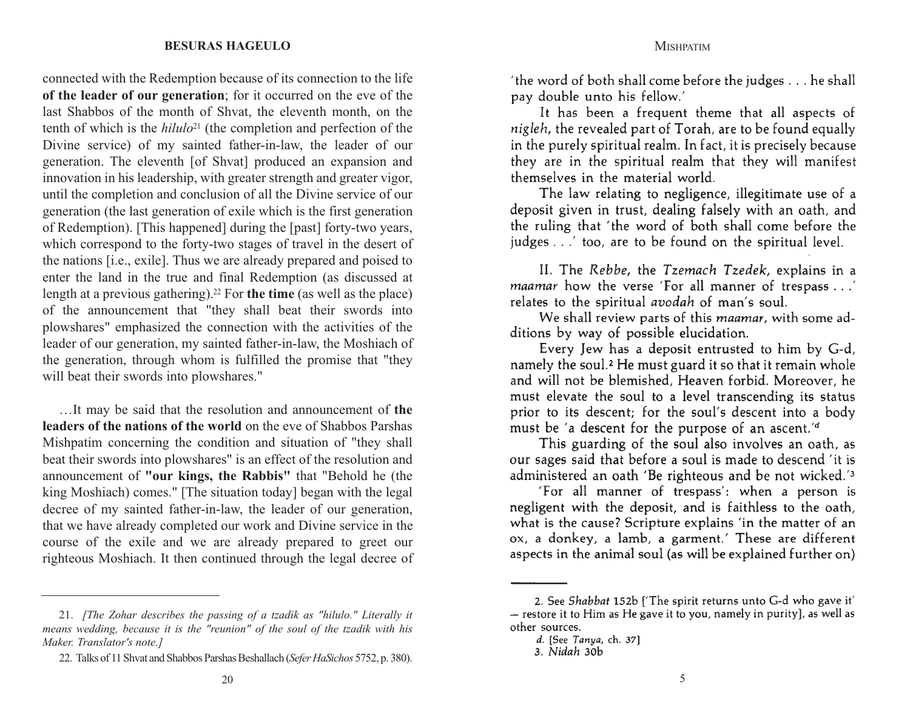connected with the Redemption because of its connection to the life **of the leader of our generation**; for it occurred on the eve of the last Shabbos of the month of Shvat, the eleventh month, on the tenth of which is the *hilulo*[21] (the completion and perfection of the Divine service) of my sainted father-in-law, the leader of our generation. The eleventh [of Shvat] produced an expansion and innovation in his leadership, with greater strength and greater vigor, until the completion and conclusion of all the Divine service of our generation (the last generation of exile which is the first generation of Redemption). [This happened] during the [past] forty-two years, which correspond to the forty-two stages of travel in the desert of the nations [i.e., exile]. Thus we are already prepared and poised to enter the land in the true and final Redemption (as discussed at length at a previous gathering).[22] For **the time** (as well as the place) of the announcement that "they shall beat their swords into plowshares" emphasized the connection with the activities of the leader of our generation, my sainted father-in-law, the Moshiach of the generation, through whom is fulfilled the promise that "they will beat their swords into plowshares."

…It may be said that the resolution and announcement of **the leaders of the nations of the world** on the eve of Shabbos Parshas Mishpatim concerning the condition and situation of "they shall beat their swords into plowshares" is an effect of the resolution and announcement of **"our kings, the Rabbis"** that "Behold he (the king Moshiach) comes." [The situation today] began with the legal decree of my sainted father-in-law, the leader of our generation, that we have already completed our work and Divine service in the course of the exile and we are already prepared to greet our righteous Moshiach. It then continued through the legal decree of

---

21. *[The Zohar describes the passing of a tzadik as "hilulo." Literally it means wedding, because it is the "reunion" of the soul of the tzadik with his Maker. Translator's note.]*

22. Talks of 11 Shvat and Shabbos Parshas Beshallach (*Sefer HaSichos* 5752, p. 380).

---

'the word of both shall come before the judges . . . he shall pay double unto his fellow.'

It has been a frequent theme that all aspects of *nigleh*, the revealed part of Torah, are to be found equally in the purely spiritual realm. In fact, it is precisely because they are in the spiritual realm that they will manifest themselves in the material world.

The law relating to negligence, illegitimate use of a deposit given in trust, dealing falsely with an oath, and the ruling that 'the word of both shall come before the judges . . .' too, are to be found on the spiritual level.

II. The *Rebbe*, the *Tzemach Tzedek*, explains in a *maamar* how the verse 'For all manner of trespass . . .' relates to the spiritual *avodah* of man's soul.

We shall review parts of this *maamar*, with some additions by way of possible elucidation.

Every Jew has a deposit entrusted to him by G-d, namely the soul.[2] He must guard it so that it remain whole and will not be blemished, Heaven forbid. Moreover, he must elevate the soul to a level transcending its status prior to its descent; for the soul's descent into a body must be 'a descent for the purpose of an ascent.'[d]

This guarding of the soul also involves an oath, as our sages said that before a soul is made to descend 'it is administered an oath 'Be righteous and be not wicked.'[3]

'For all manner of trespass': when a person is negligent with the deposit, and is faithless to the oath, what is the cause? Scripture explains 'in the matter of an ox, a donkey, a lamb, a garment.' These are different aspects in the animal soul (as will be explained further on)

---

2. See *Shabbat* 152b ['The spirit returns unto G-d who gave it' — restore it to Him as He gave it to you, namely in purity], as well as other sources.

*d.* [See *Tanya*, ch. 37]

3. *Nidah* 30b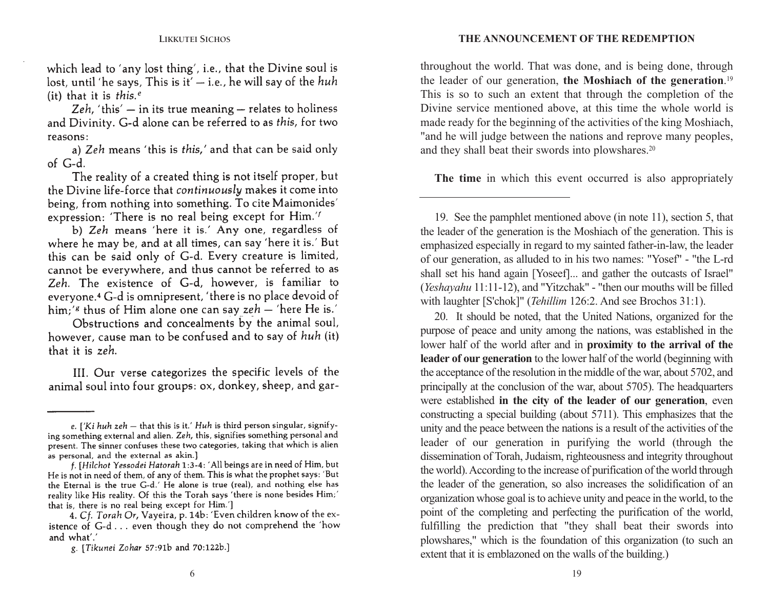which lead to 'any lost thing', i.e., that the Divine soul is lost, until 'he says, This is it' — i.e., he will say of the *huh* (it) that it is *this*.[e]

*Zeh*, 'this' — in its true meaning — relates to holiness and Divinity. G-d alone can be referred to as *this*, for two reasons:

a) *Zeh* means 'this is *this*,' and that can be said only of G-d.

The reality of a created thing is not itself proper, but the Divine life-force that *continuously* makes it come into being, from nothing into something. To cite Maimonides' expression: 'There is no real being except for Him.'[f]

b) *Zeh* means 'here it is.' Any one, regardless of where he may be, and at all times, can say 'here it is.' But this can be said only of G-d. Every creature is limited, cannot be everywhere, and thus cannot be referred to as *Zeh*. The existence of G-d, however, is familiar to everyone.[4] G-d is omnipresent, 'there is no place devoid of him;'[g] thus of Him alone one can say *zeh* — 'here He is.'

Obstructions and concealments by the animal soul, however, cause man to be confused and to say of *huh* (it) that it is *zeh*.

III. Our verse categorizes the specific levels of the animal soul into four groups: ox, donkey, sheep, and gar-

---

e. ['*Ki huh zeh* — that this is it.' *Huh* is third person singular, signifying something external and alien. *Zeh*, this, signifies something personal and present. The sinner confuses these two categories, taking that which is alien as personal, and the external as akin.]

f. [*Hilchot Yessodei Hatorah* 1:3-4: 'All beings are in need of Him, but He is not in need of them, of any of them. This is what the prophet says: 'But the Eternal is the true G-d.' He alone is true (real), and nothing else has reality like His reality. Of this the Torah says 'there is none besides Him;' that is, there is no real being except for Him.']

4. *Cf. Torah Or*, Vayeira, p. 14b: 'Even children know of the existence of G-d . . . even though they do not comprehend the 'how and what'.'

g. [*Tikunei Zohar* 57:91b and 70:122b.]

throughout the world. That was done, and is being done, through the leader of our generation, **the Moshiach of the generation**.[19] This is so to such an extent that through the completion of the Divine service mentioned above, at this time the whole world is made ready for the beginning of the activities of the king Moshiach, "and he will judge between the nations and reprove many peoples, and they shall beat their swords into plowshares.[20]

**The time** in which this event occurred is also appropriately

---

19. See the pamphlet mentioned above (in note 11), section 5, that the leader of the generation is the Moshiach of the generation. This is emphasized especially in regard to my sainted father-in-law, the leader of our generation, as alluded to in his two names: "Yosef" - "the L-rd shall set his hand again [Yoseef]... and gather the outcasts of Israel" (*Yeshayahu* 11:11-12), and "Yitzchak" - "then our mouths will be filled with laughter [S'chok]" (*Tehillim* 126:2. And see Brochos 31:1).

20. It should be noted, that the United Nations, organized for the purpose of peace and unity among the nations, was established in the lower half of the world after and in **proximity to the arrival of the leader of our generation** to the lower half of the world (beginning with the acceptance of the resolution in the middle of the war, about 5702, and principally at the conclusion of the war, about 5705). The headquarters were established **in the city of the leader of our generation**, even constructing a special building (about 5711). This emphasizes that the unity and the peace between the nations is a result of the activities of the leader of our generation in purifying the world (through the dissemination of Torah, Judaism, righteousness and integrity throughout the world). According to the increase of purification of the world through the leader of the generation, so also increases the solidification of an organization whose goal is to achieve unity and peace in the world, to the point of the completing and perfecting the purification of the world, fulfilling the prediction that "they shall beat their swords into plowshares," which is the foundation of this organization (to such an extent that it is emblazoned on the walls of the building.)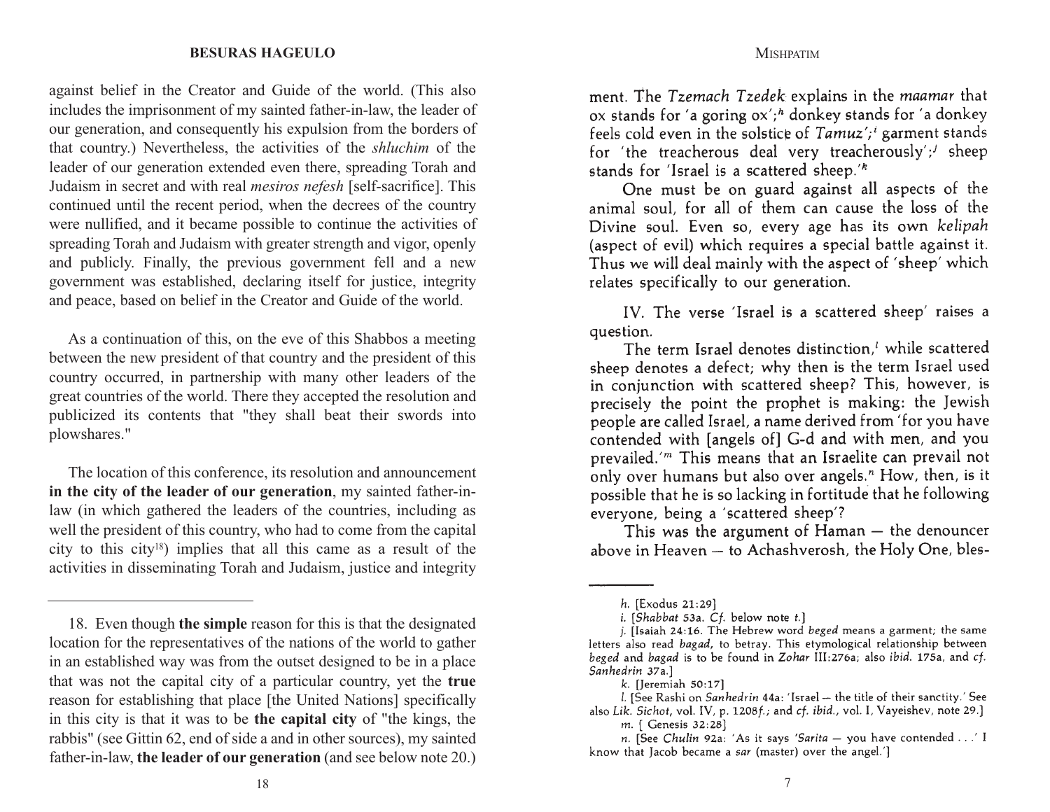against belief in the Creator and Guide of the world. (This also includes the imprisonment of my sainted father-in-law, the leader of our generation, and consequently his expulsion from the borders of that country.) Nevertheless, the activities of the *shluchim* of the leader of our generation extended even there, spreading Torah and Judaism in secret and with real *mesiros nefesh* [self-sacrifice]. This continued until the recent period, when the decrees of the country were nullified, and it became possible to continue the activities of spreading Torah and Judaism with greater strength and vigor, openly and publicly. Finally, the previous government fell and a new government was established, declaring itself for justice, integrity and peace, based on belief in the Creator and Guide of the world.

As a continuation of this, on the eve of this Shabbos a meeting between the new president of that country and the president of this country occurred, in partnership with many other leaders of the great countries of the world. There they accepted the resolution and publicized its contents that "they shall beat their swords into plowshares."

The location of this conference, its resolution and announcement **in the city of the leader of our generation**, my sainted father-in-law (in which gathered the leaders of the countries, including as well the president of this country, who had to come from the capital city to this city[18]) implies that all this came as a result of the activities in disseminating Torah and Judaism, justice and integrity

---

18. Even though **the simple** reason for this is that the designated location for the representatives of the nations of the world to gather in an established way was from the outset designed to be in a place that was not the capital city of a particular country, yet the **true** reason for establishing that place [the United Nations] specifically in this city is that it was to be **the capital city** of "the kings, the rabbis" (see Gittin 62, end of side a and in other sources), my sainted father-in-law, **the leader of our generation** (and see below note 20.)

---

ment. The *Tzemach Tzedek* explains in the *maamar* that ox stands for 'a goring ox';[h] donkey stands for 'a donkey feels cold even in the solstice of *Tamuz*';[i] garment stands for 'the treacherous deal very treacherously';[j] sheep stands for 'Israel is a scattered sheep.'[k]

One must be on guard against all aspects of the animal soul, for all of them can cause the loss of the Divine soul. Even so, every age has its own *kelipah* (aspect of evil) which requires a special battle against it. Thus we will deal mainly with the aspect of 'sheep' which relates specifically to our generation.

IV. The verse 'Israel is a scattered sheep' raises a question.

The term Israel denotes distinction,[l] while scattered sheep denotes a defect; why then is the term Israel used in conjunction with scattered sheep? This, however, is precisely the point the prophet is making: the Jewish people are called Israel, a name derived from 'for you have contended with [angels of] G-d and with men, and you prevailed.'[m] This means that an Israelite can prevail not only over humans but also over angels.[n] How, then, is it possible that he is so lacking in fortitude that he following everyone, being a 'scattered sheep'?

This was the argument of Haman — the denouncer above in Heaven — to Achashverosh, the Holy One, bles-

---

h. [Exodus 21:29]

i. [*Shabbat* 53a. *Cf.* below note *t*.]

j. [Isaiah 24:16. The Hebrew word *beged* means a garment; the same letters also read *bagad*, to betray. This etymological relationship between *beged* and *bagad* is to be found in *Zohar* III:276a; also *ibid.* 175a, and *cf. Sanhedrin* 37a.]

k. [Jeremiah 50:17]

l. [See Rashi on *Sanhedrin* 44a: 'Israel — the title of their sanctity.' See also *Lik. Sichot*, vol. IV, p. 1208*f.*; and *cf. ibid.*, vol. I, Vayeishev, note 29.]

m. [ Genesis 32:28]

n. [See *Chulin* 92a: 'As it says '*Sarita* — you have contended . . .' I know that Jacob became a *sar* (master) over the angel.']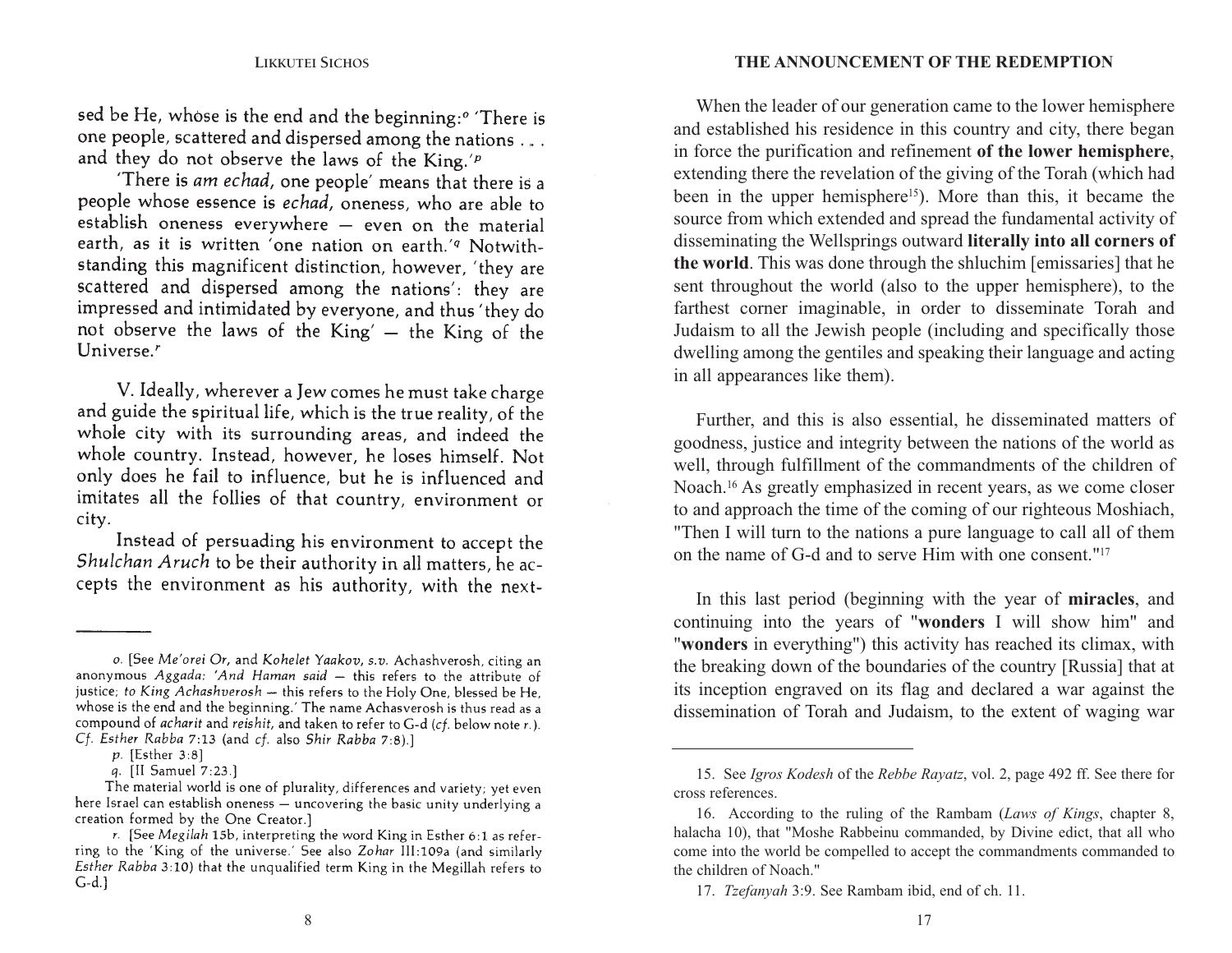sed be He, whose is the end and the beginning:[o] 'There is one people, scattered and dispersed among the nations . . . and they do not observe the laws of the King.'[p]

'There is *am echad*, one people' means that there is a people whose essence is *echad*, oneness, who are able to establish oneness everywhere — even on the material earth, as it is written 'one nation on earth.'[q] Notwithstanding this magnificent distinction, however, 'they are scattered and dispersed among the nations': they are impressed and intimidated by everyone, and thus 'they do not observe the laws of the King' — the King of the Universe.[r]

V. Ideally, wherever a Jew comes he must take charge and guide the spiritual life, which is the true reality, of the whole city with its surrounding areas, and indeed the whole country. Instead, however, he loses himself. Not only does he fail to influence, but he is influenced and imitates all the follies of that country, environment or city.

Instead of persuading his environment to accept the *Shulchan Aruch* to be their authority in all matters, he accepts the environment as his authority, with the next-

---

o. [See *Me'orei Or*, and *Kohelet Yaakov*, s.v. Achashverosh, citing an anonymous *Aggada*: '*And Haman said* — this refers to the attribute of justice; *to King Achashverosh* — this refers to the Holy One, blessed be He, whose is the end and the beginning.' The name Achasverosh is thus read as a compound of *acharit* and *reishit*, and taken to refer to G-d (*cf.* below note *r.*). *Cf. Esther Rabba* 7:13 (and *cf.* also *Shir Rabba* 7:8).]

p. [Esther 3:8]

q. [II Samuel 7:23.]

The material world is one of plurality, differences and variety; yet even here Israel can establish oneness — uncovering the basic unity underlying a creation formed by the One Creator.]

r. [See *Megilah* 15b, interpreting the word King in Esther 6:1 as referring to the 'King of the universe.' See also *Zohar* III:109a (and similarly *Esther Rabba* 3:10) that the unqualified term King in the Megillah refers to G-d.]

---

When the leader of our generation came to the lower hemisphere and established his residence in this country and city, there began in force the purification and refinement **of the lower hemisphere**, extending there the revelation of the giving of the Torah (which had been in the upper hemisphere[15]). More than this, it became the source from which extended and spread the fundamental activity of disseminating the Wellsprings outward **literally into all corners of the world**. This was done through the shluchim [emissaries] that he sent throughout the world (also to the upper hemisphere), to the farthest corner imaginable, in order to disseminate Torah and Judaism to all the Jewish people (including and specifically those dwelling among the gentiles and speaking their language and acting in all appearances like them).

Further, and this is also essential, he disseminated matters of goodness, justice and integrity between the nations of the world as well, through fulfillment of the commandments of the children of Noach.[16] As greatly emphasized in recent years, as we come closer to and approach the time of the coming of our righteous Moshiach, "Then I will turn to the nations a pure language to call all of them on the name of G-d and to serve Him with one consent."[17]

In this last period (beginning with the year of **miracles**, and continuing into the years of "**wonders** I will show him" and "**wonders** in everything") this activity has reached its climax, with the breaking down of the boundaries of the country [Russia] that at its inception engraved on its flag and declared a war against the dissemination of Torah and Judaism, to the extent of waging war

---

15. See *Igros Kodesh* of the *Rebbe Rayatz*, vol. 2, page 492 ff. See there for cross references.

16. According to the ruling of the Rambam (*Laws of Kings*, chapter 8, halacha 10), that "Moshe Rabbeinu commanded, by Divine edict, that all who come into the world be compelled to accept the commandments commanded to the children of Noach."

17. *Tzefanyah* 3:9. See Rambam ibid, end of ch. 11.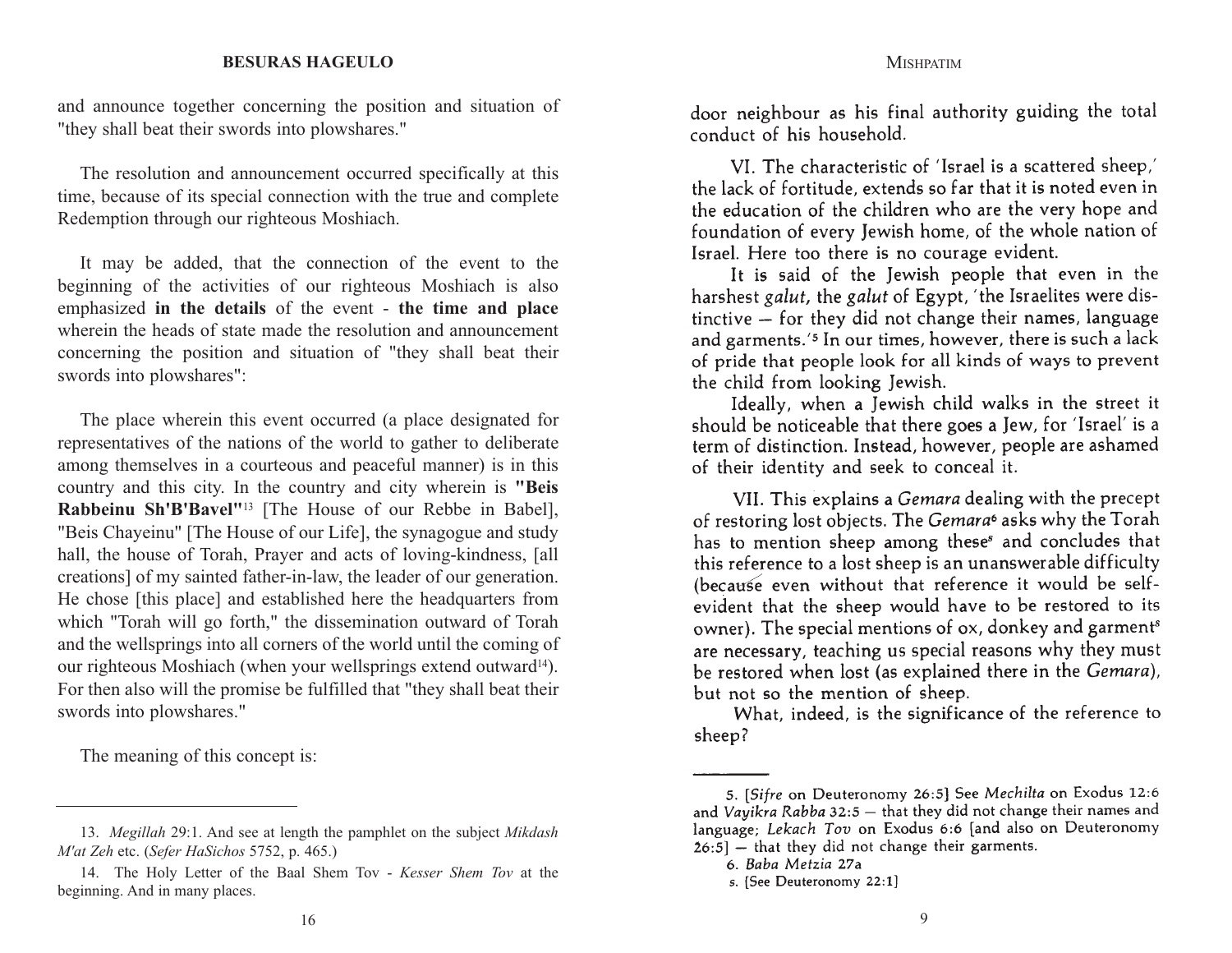and announce together concerning the position and situation of "they shall beat their swords into plowshares."

The resolution and announcement occurred specifically at this time, because of its special connection with the true and complete Redemption through our righteous Moshiach.

It may be added, that the connection of the event to the beginning of the activities of our righteous Moshiach is also emphasized **in the details** of the event - **the time and place** wherein the heads of state made the resolution and announcement concerning the position and situation of "they shall beat their swords into plowshares":

The place wherein this event occurred (a place designated for representatives of the nations of the world to gather to deliberate among themselves in a courteous and peaceful manner) is in this country and this city. In the country and city wherein is **"Beis Rabbeinu Sh'B'Bavel"**[13] [The House of our Rebbe in Babel], "Beis Chayeinu" [The House of our Life], the synagogue and study hall, the house of Torah, Prayer and acts of loving-kindness, [all creations] of my sainted father-in-law, the leader of our generation. He chose [this place] and established here the headquarters from which "Torah will go forth," the dissemination outward of Torah and the wellsprings into all corners of the world until the coming of our righteous Moshiach (when your wellsprings extend outward[14]). For then also will the promise be fulfilled that "they shall beat their swords into plowshares."

The meaning of this concept is:

---

13. *Megillah* 29:1. And see at length the pamphlet on the subject *Mikdash M'at Zeh* etc. (*Sefer HaSichos* 5752, p. 465.)

14. The Holy Letter of the Baal Shem Tov - *Kesser Shem Tov* at the beginning. And in many places.

door neighbour as his final authority guiding the total conduct of his household.

VI. The characteristic of 'Israel is a scattered sheep,' the lack of fortitude, extends so far that it is noted even in the education of the children who are the very hope and foundation of every Jewish home, of the whole nation of Israel. Here too there is no courage evident.

It is said of the Jewish people that even in the harshest *galut*, the *galut* of Egypt, 'the Israelites were distinctive — for they did not change their names, language and garments.'[5] In our times, however, there is such a lack of pride that people look for all kinds of ways to prevent the child from looking Jewish.

Ideally, when a Jewish child walks in the street it should be noticeable that there goes a Jew, for 'Israel' is a term of distinction. Instead, however, people are ashamed of their identity and seek to conceal it.

VII. This explains a *Gemara* dealing with the precept of restoring lost objects. The *Gemara*[6] asks why the Torah has to mention sheep among these[s] and concludes that this reference to a lost sheep is an unanswerable difficulty (because even without that reference it would be self-evident that the sheep would have to be restored to its owner). The special mentions of ox, donkey and garment[s] are necessary, teaching us special reasons why they must be restored when lost (as explained there in the *Gemara*), but not so the mention of sheep.

What, indeed, is the significance of the reference to sheep?

---

5. [*Sifre* on Deuteronomy 26:5] See *Mechilta* on Exodus 12:6 and *Vayikra Rabba* 32:5 — that they did not change their names and language; *Lekach Tov* on Exodus 6:6 [and also on Deuteronomy 26:5] — that they did not change their garments.

6. *Baba Metzia* 27a

s. [See Deuteronomy 22:1]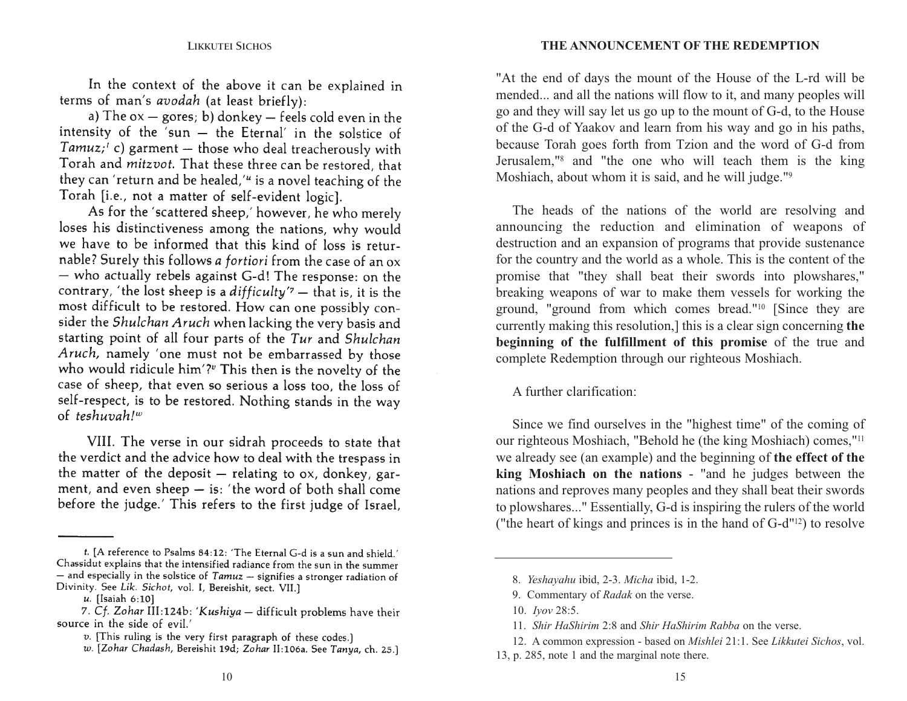In the context of the above it can be explained in terms of man's *avodah* (at least briefly):

a) The ox — gores; b) donkey — feels cold even in the intensity of the 'sun — the Eternal' in the solstice of *Tamuz*;[t] c) garment — those who deal treacherously with Torah and *mitzvot*. That these three can be restored, that they can 'return and be healed,'[u] is a novel teaching of the Torah [i.e., not a matter of self-evident logic].

As for the 'scattered sheep,' however, he who merely loses his distinctiveness among the nations, why would we have to be informed that this kind of loss is returnable? Surely this follows *a fortiori* from the case of an ox — who actually rebels against G-d! The response: on the contrary, 'the lost sheep is a *difficulty*'[7] — that is, it is the most difficult to be restored. How can one possibly consider the *Shulchan Aruch* when lacking the very basis and starting point of all four parts of the *Tur* and *Shulchan Aruch*, namely 'one must not be embarrassed by those who would ridicule him'?[v] This then is the novelty of the case of sheep, that even so serious a loss too, the loss of self-respect, is to be restored. Nothing stands in the way of *teshuvah!*[w]

VIII. The verse in our sidrah proceeds to state that the verdict and the advice how to deal with the trespass in the matter of the deposit — relating to ox, donkey, garment, and even sheep — is: 'the word of both shall come before the judge.' This refers to the first judge of Israel,

---

t. [A reference to Psalms 84:12: 'The Eternal G-d is a sun and shield.' Chassidut explains that the intensified radiance from the sun in the summer — and especially in the solstice of *Tamuz* — signifies a stronger radiation of Divinity. See *Lik. Sichot*, vol. I, Bereishit, sect. VII.]

u. [Isaiah 6:10]

7. *Cf. Zohar* III:124b: '*Kushiya* — difficult problems have their source in the side of evil.'

v. [This ruling is the very first paragraph of these codes.]

w. [*Zohar Chadash*, Bereishit 19d; *Zohar* II:106a. See *Tanya*, ch. 25.]

---

"At the end of days the mount of the House of the L-rd will be mended... and all the nations will flow to it, and many peoples will go and they will say let us go up to the mount of G-d, to the House of the G-d of Yaakov and learn from his way and go in his paths, because Torah goes forth from Tzion and the word of G-d from Jerusalem,"[8] and "the one who will teach them is the king Moshiach, about whom it is said, and he will judge."[9]

The heads of the nations of the world are resolving and announcing the reduction and elimination of weapons of destruction and an expansion of programs that provide sustenance for the country and the world as a whole. This is the content of the promise that "they shall beat their swords into plowshares," breaking weapons of war to make them vessels for working the ground, "ground from which comes bread."[10] [Since they are currently making this resolution,] this is a clear sign concerning **the beginning of the fulfillment of this promise** of the true and complete Redemption through our righteous Moshiach.

A further clarification:

Since we find ourselves in the "highest time" of the coming of our righteous Moshiach, "Behold he (the king Moshiach) comes,"[11] we already see (an example) and the beginning of **the effect of the king Moshiach on the nations** - "and he judges between the nations and reproves many peoples and they shall beat their swords to plowshares..." Essentially, G-d is inspiring the rulers of the world ("the heart of kings and princes is in the hand of G-d"[12]) to resolve

---

8. *Yeshayahu* ibid, 2-3. *Micha* ibid, 1-2.

9. Commentary of *Radak* on the verse.

10. *Iyov* 28:5.

11. *Shir HaShirim* 2:8 and *Shir HaShirim Rabba* on the verse.

12. A common expression - based on *Mishlei* 21:1. See *Likkutei Sichos*, vol. 13, p. 285, note 1 and the marginal note there.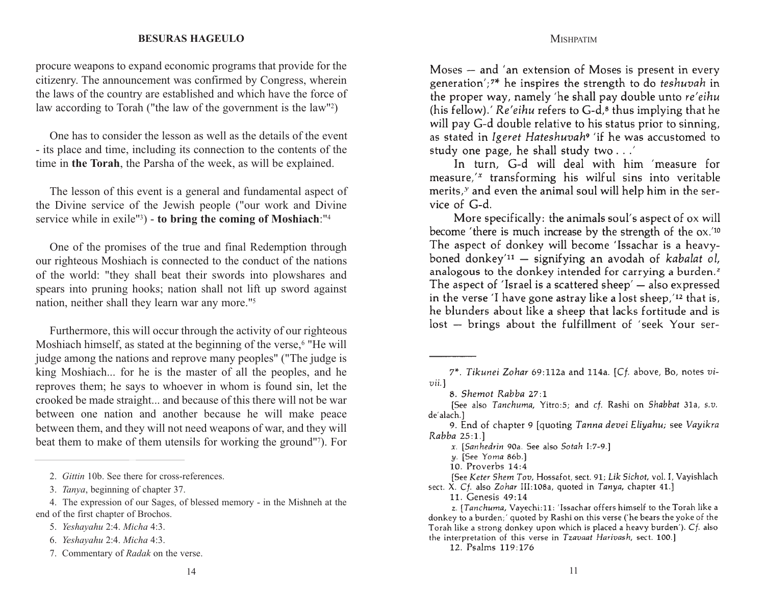procure weapons to expand economic programs that provide for the citizenry. The announcement was confirmed by Congress, wherein the laws of the country are established and which have the force of law according to Torah ("the law of the government is the law"[2])

One has to consider the lesson as well as the details of the event - its place and time, including its connection to the contents of the time in **the Torah**, the Parsha of the week, as will be explained.

The lesson of this event is a general and fundamental aspect of the Divine service of the Jewish people ("our work and Divine service while in exile"[3]) - **to bring the coming of Moshiach**:"[4]

One of the promises of the true and final Redemption through our righteous Moshiach is connected to the conduct of the nations of the world: "they shall beat their swords into plowshares and spears into pruning hooks; nation shall not lift up sword against nation, neither shall they learn war any more."[5]

Furthermore, this will occur through the activity of our righteous Moshiach himself, as stated at the beginning of the verse,[6] "He will judge among the nations and reprove many peoples" ("The judge is king Moshiach... for he is the master of all the peoples, and he reproves them; he says to whoever in whom is found sin, let the crooked be made straight... and because of this there will not be war between one nation and another because he will make peace between them, and they will not need weapons of war, and they will beat them to make of them utensils for working the ground"[7]). For

2. *Gittin* 10b. See there for cross-references.

3. *Tanya*, beginning of chapter 37.

4. The expression of our Sages, of blessed memory - in the Mishneh at the end of the first chapter of Brochos.

5. *Yeshayahu* 2:4. *Micha* 4:3.

6. *Yeshayahu* 2:4. *Micha* 4:3.

7. Commentary of *Radak* on the verse.

Moses — and 'an extension of Moses is present in every generation';[7*] he inspires the strength to do *teshuvah* in the proper way, namely 'he shall pay double unto *re'eihu* (his fellow).' *Re'eihu* refers to G-d,[8] thus implying that he will pay G-d double relative to his status prior to sinning, as stated in *Igeret Hateshuvah*[9] 'if he was accustomed to study one page, he shall study two . . .'

In turn, G-d will deal with him 'measure for measure,'[x] transforming his wilful sins into veritable merits,[y] and even the animal soul will help him in the service of G-d.

More specifically: the animals soul's aspect of ox will become 'there is much increase by the strength of the ox.'[10] The aspect of donkey will become 'Issachar is a heavy-boned donkey'[11] — signifying an avodah of *kabalat ol*, analogous to the donkey intended for carrying a burden.[z] The aspect of 'Israel is a scattered sheep' — also expressed in the verse 'I have gone astray like a lost sheep,'[12] that is, he blunders about like a sheep that lacks fortitude and is lost — brings about the fulfillment of 'seek Your ser-

7*. *Tikunei Zohar* 69:112a and 114a. [*Cf.* above, Bo, notes *vi-vii.*]

8. *Shemot Rabba* 27:1

[See also *Tanchuma*, Yitro:5; and *cf.* Rashi on *Shabbat* 31a, *s.v.* de'alach.]

9. End of chapter 9 [quoting *Tanna devei Eliyahu*; see *Vayikra Rabba* 25:1.]

*x*. [*Sanhedrin* 90a. See also *Sotah* I:7-9.]

*y*. [See *Yoma* 86b.]

10. Proverbs 14:4

[See *Keter Shem Tov*, Hossafot, sect. 91; *Lik Sichot*, vol. I, Vayishlach sect. X. *Cf.* also *Zohar* III:108a, quoted in *Tanya*, chapter 41.]

11. Genesis 49:14

*z*. [*Tanchuma*, Vayechi:11: 'Issachar offers himself to the Torah like a donkey to a burden;' quoted by Rashi on this verse ('he bears the yoke of the Torah like a strong donkey upon which is placed a heavy burden'). *Cf.* also the interpretation of this verse in *Tzavaat Harivash*, sect. 100.]

12. Psalms 119:176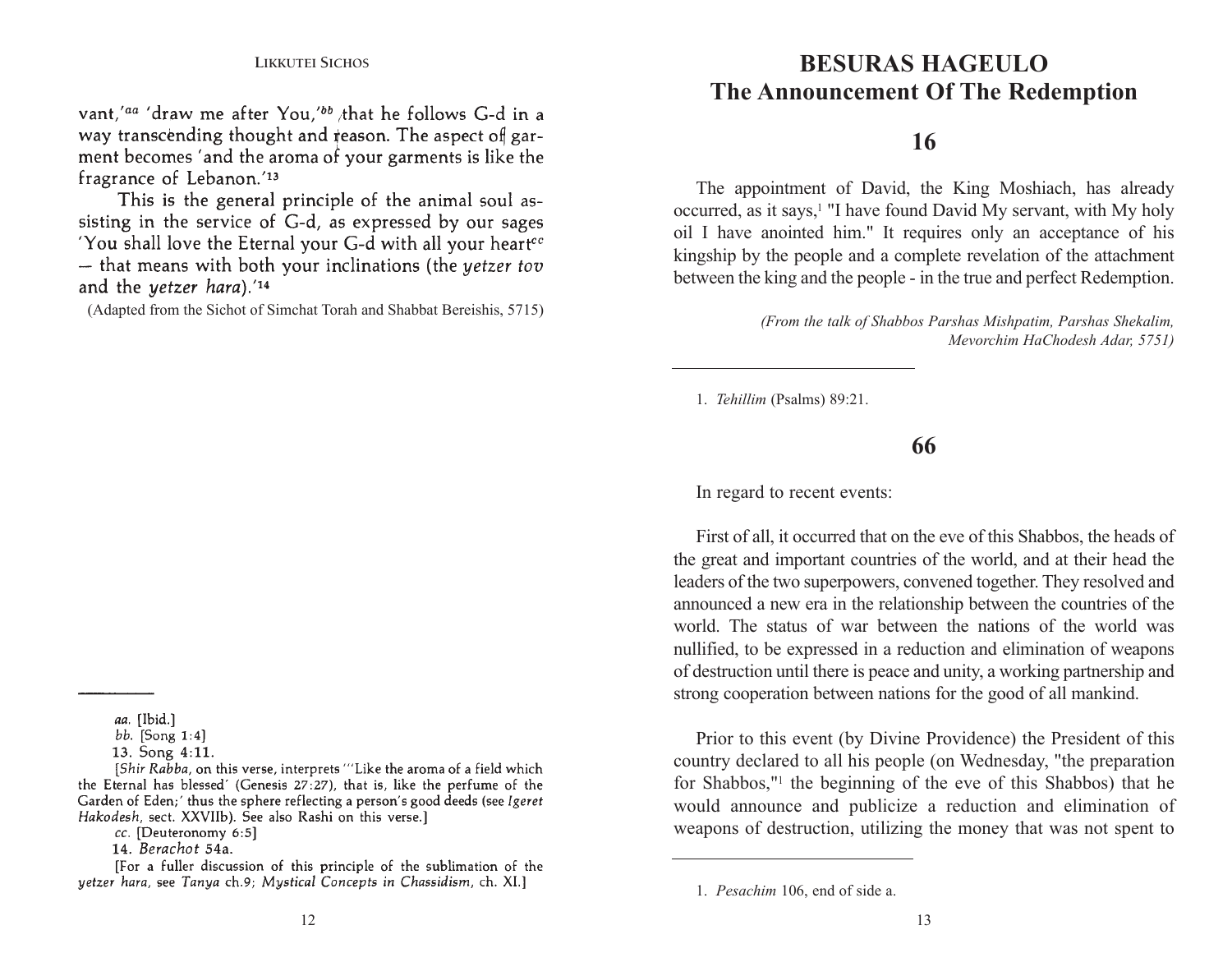vant,'[aa] 'draw me after You,'[bb] that he follows G-d in a way transcending thought and reason. The aspect of garment becomes 'and the aroma of your garments is like the fragrance of Lebanon.'[13]

This is the general principle of the animal soul assisting in the service of G-d, as expressed by our sages 'You shall love the Eternal your G-d with all your heart[cc] — that means with both your inclinations (the *yetzer tov* and the *yetzer hara*).'[14]

(Adapted from the Sichot of Simchat Torah and Shabbat Bereishis, 5715)

---

*aa.* [Ibid.]

*bb.* [Song 1:4]

13. Song 4:11.

[*Shir Rabba*, on this verse, interprets '"Like the aroma of a field which the Eternal has blessed' (Genesis 27:27), that is, like the perfume of the Garden of Eden;' thus the sphere reflecting a person's good deeds (see *Igeret Hakodesh*, sect. XXVIIb). See also Rashi on this verse.]

*cc.* [Deuteronomy 6:5]

14. *Berachot* 54a.

[For a fuller discussion of this principle of the sublimation of the *yetzer hara*, see *Tanya* ch.9; *Mystical Concepts in Chassidism*, ch. XI.]

# BESURAS HAGEULO
# The Announcement Of The Redemption

## 16

The appointment of David, the King Moshiach, has already occurred, as it says,[1] "I have found David My servant, with My holy oil I have anointed him." It requires only an acceptance of his kingship by the people and a complete revelation of the attachment between the king and the people - in the true and perfect Redemption.

*(From the talk of Shabbos Parshas Mishpatim, Parshas Shekalim, Mevorchim HaChodesh Adar, 5751)*

---

1. *Tehillim* (Psalms) 89:21.

## 66

In regard to recent events:

First of all, it occurred that on the eve of this Shabbos, the heads of the great and important countries of the world, and at their head the leaders of the two superpowers, convened together. They resolved and announced a new era in the relationship between the countries of the world. The status of war between the nations of the world was nullified, to be expressed in a reduction and elimination of weapons of destruction until there is peace and unity, a working partnership and strong cooperation between nations for the good of all mankind.

Prior to this event (by Divine Providence) the President of this country declared to all his people (on Wednesday, "the preparation for Shabbos,"[1] the beginning of the eve of this Shabbos) that he would announce and publicize a reduction and elimination of weapons of destruction, utilizing the money that was not spent to

---

1. *Pesachim* 106, end of side a.